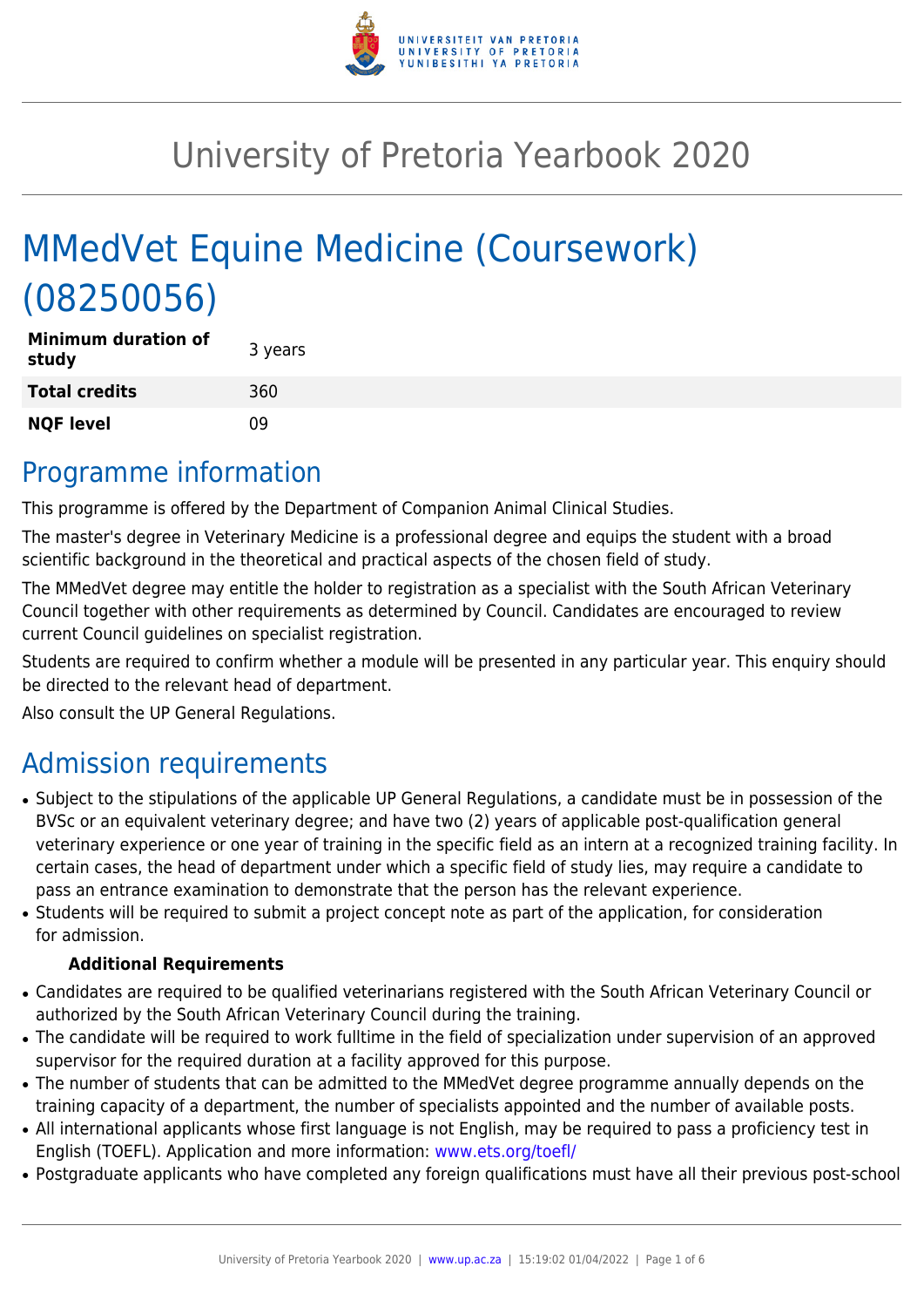# University of Pretoria Yearbook 2020

# MMedVet Equine Medicine (Coursework) (08250056)

| | |
|---|---|
| **Minimum duration of study** | 3 years |
| **Total credits** | 360 |
| **NQF level** | 09 |

## Programme information

This programme is offered by the Department of Companion Animal Clinical Studies.

The master's degree in Veterinary Medicine is a professional degree and equips the student with a broad scientific background in the theoretical and practical aspects of the chosen field of study.

The MMedVet degree may entitle the holder to registration as a specialist with the South African Veterinary Council together with other requirements as determined by Council. Candidates are encouraged to review current Council guidelines on specialist registration.

Students are required to confirm whether a module will be presented in any particular year. This enquiry should be directed to the relevant head of department.

Also consult the UP General Regulations.

## Admission requirements

- Subject to the stipulations of the applicable UP General Regulations, a candidate must be in possession of the BVSc or an equivalent veterinary degree; and have two (2) years of applicable post-qualification general veterinary experience or one year of training in the specific field as an intern at a recognized training facility. In certain cases, the head of department under which a specific field of study lies, may require a candidate to pass an entrance examination to demonstrate that the person has the relevant experience.
- Students will be required to submit a project concept note as part of the application, for consideration for admission.

**Additional Requirements**

- Candidates are required to be qualified veterinarians registered with the South African Veterinary Council or authorized by the South African Veterinary Council during the training.
- The candidate will be required to work fulltime in the field of specialization under supervision of an approved supervisor for the required duration at a facility approved for this purpose.
- The number of students that can be admitted to the MMedVet degree programme annually depends on the training capacity of a department, the number of specialists appointed and the number of available posts.
- All international applicants whose first language is not English, may be required to pass a proficiency test in English (TOEFL). Application and more information: www.ets.org/toefl/
- Postgraduate applicants who have completed any foreign qualifications must have all their previous post-school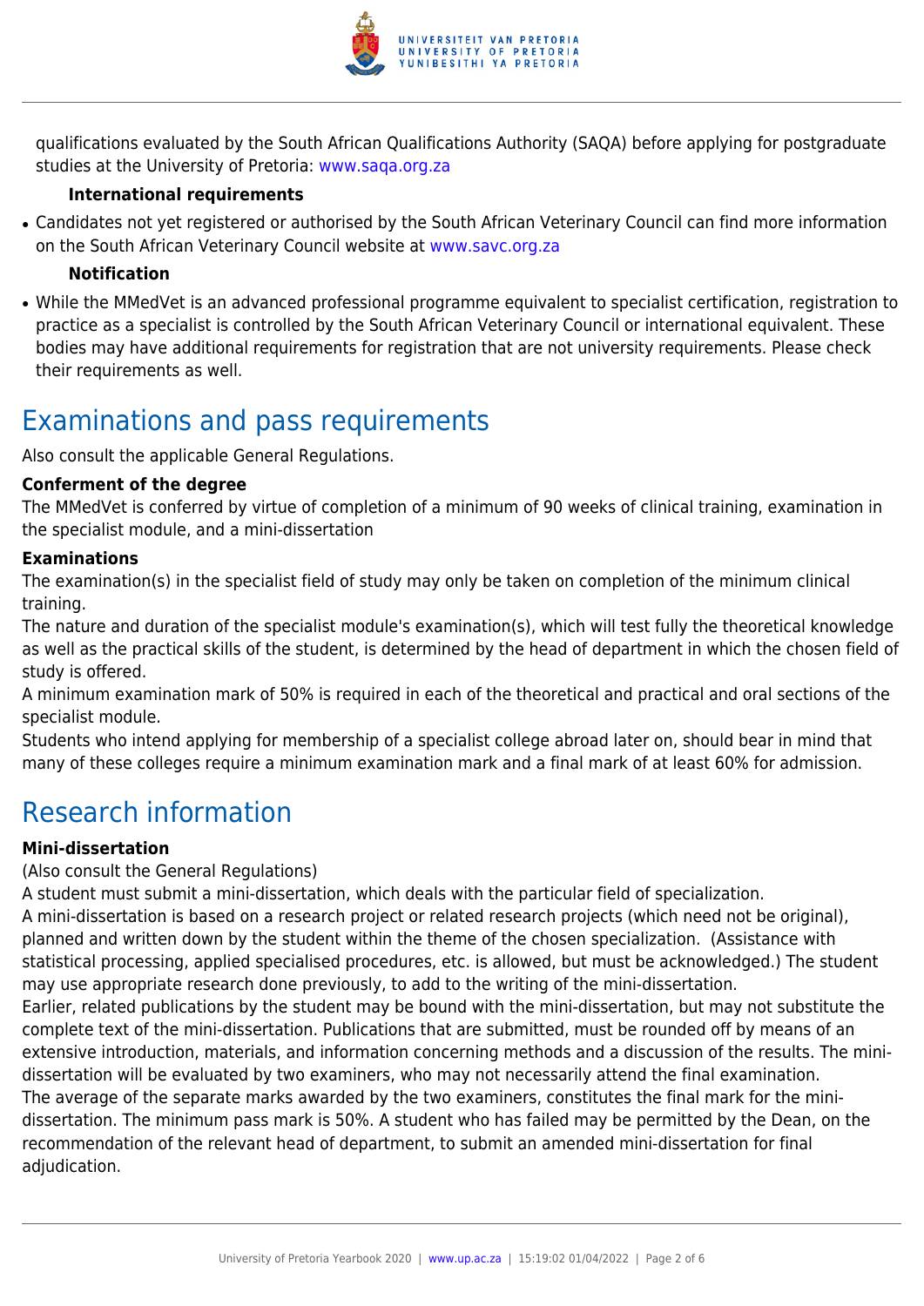qualifications evaluated by the South African Qualifications Authority (SAQA) before applying for postgraduate studies at the University of Pretoria: www.saqa.org.za

**International requirements**

- Candidates not yet registered or authorised by the South African Veterinary Council can find more information on the South African Veterinary Council website at www.savc.org.za

**Notification**

- While the MMedVet is an advanced professional programme equivalent to specialist certification, registration to practice as a specialist is controlled by the South African Veterinary Council or international equivalent. These bodies may have additional requirements for registration that are not university requirements. Please check their requirements as well.

## Examinations and pass requirements

Also consult the applicable General Regulations.

**Conferment of the degree**

The MMedVet is conferred by virtue of completion of a minimum of 90 weeks of clinical training, examination in the specialist module, and a mini-dissertation

**Examinations**

The examination(s) in the specialist field of study may only be taken on completion of the minimum clinical training.

The nature and duration of the specialist module's examination(s), which will test fully the theoretical knowledge as well as the practical skills of the student, is determined by the head of department in which the chosen field of study is offered.

A minimum examination mark of 50% is required in each of the theoretical and practical and oral sections of the specialist module.

Students who intend applying for membership of a specialist college abroad later on, should bear in mind that many of these colleges require a minimum examination mark and a final mark of at least 60% for admission.

## Research information

**Mini-dissertation**

(Also consult the General Regulations)

A student must submit a mini-dissertation, which deals with the particular field of specialization.

A mini-dissertation is based on a research project or related research projects (which need not be original), planned and written down by the student within the theme of the chosen specialization. (Assistance with statistical processing, applied specialised procedures, etc. is allowed, but must be acknowledged.) The student may use appropriate research done previously, to add to the writing of the mini-dissertation.

Earlier, related publications by the student may be bound with the mini-dissertation, but may not substitute the complete text of the mini-dissertation. Publications that are submitted, must be rounded off by means of an extensive introduction, materials, and information concerning methods and a discussion of the results. The mini-dissertation will be evaluated by two examiners, who may not necessarily attend the final examination.

The average of the separate marks awarded by the two examiners, constitutes the final mark for the mini-dissertation. The minimum pass mark is 50%. A student who has failed may be permitted by the Dean, on the recommendation of the relevant head of department, to submit an amended mini-dissertation for final adjudication.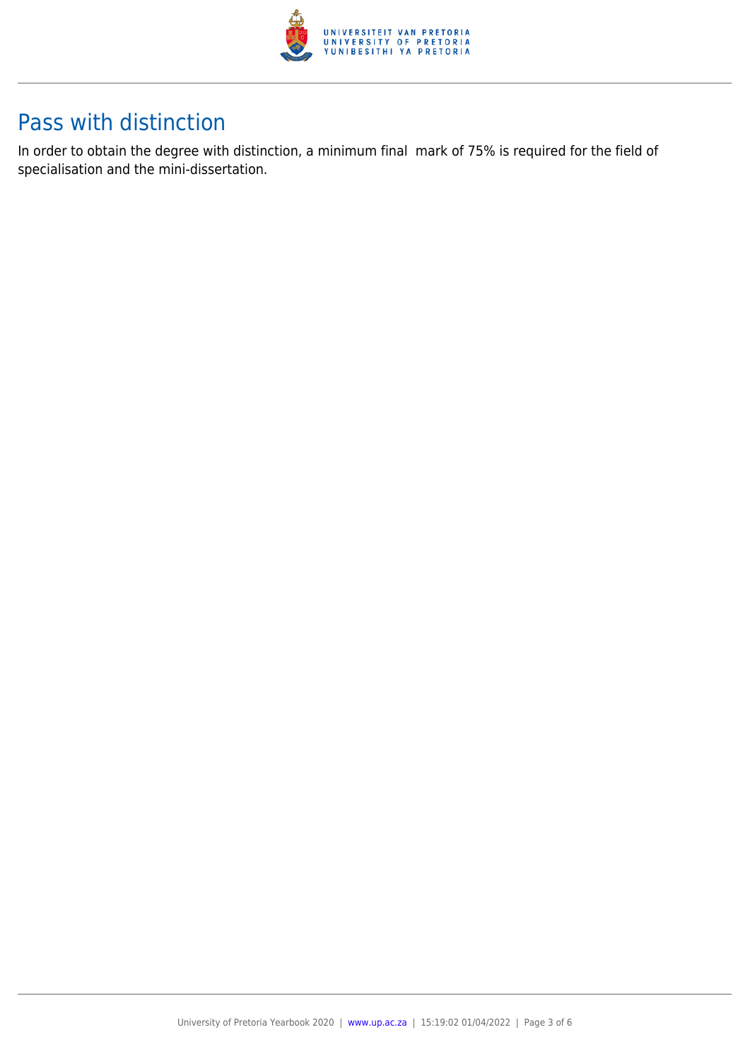## Pass with distinction

In order to obtain the degree with distinction, a minimum final mark of 75% is required for the field of specialisation and the mini-dissertation.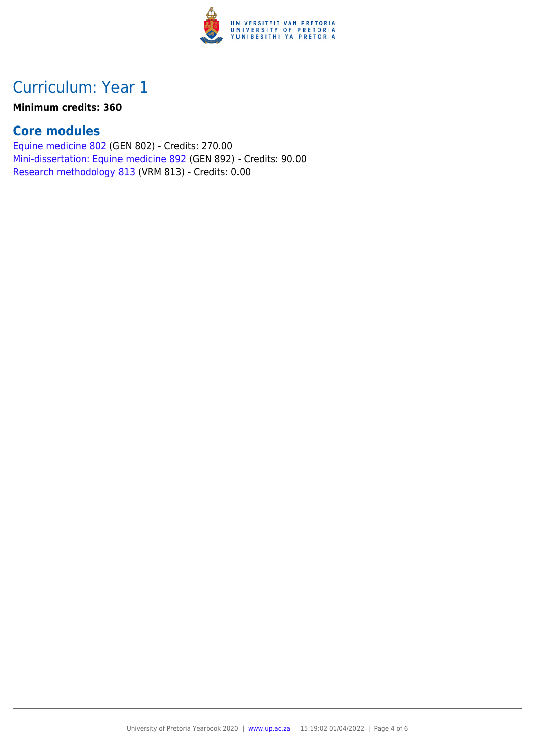## Curriculum: Year 1

**Minimum credits: 360**

### Core modules

Equine medicine 802 (GEN 802) - Credits: 270.00
Mini-dissertation: Equine medicine 892 (GEN 892) - Credits: 90.00
Research methodology 813 (VRM 813) - Credits: 0.00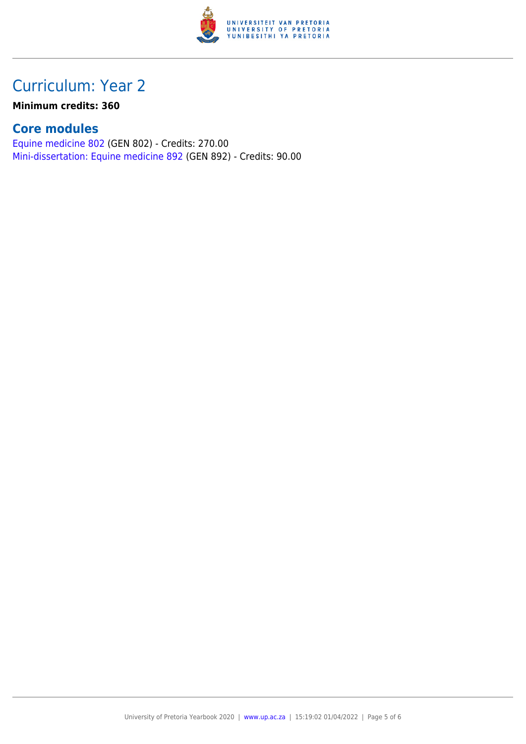# Curriculum: Year 2

**Minimum credits: 360**

## Core modules

Equine medicine 802 (GEN 802) - Credits: 270.00
Mini-dissertation: Equine medicine 892 (GEN 892) - Credits: 90.00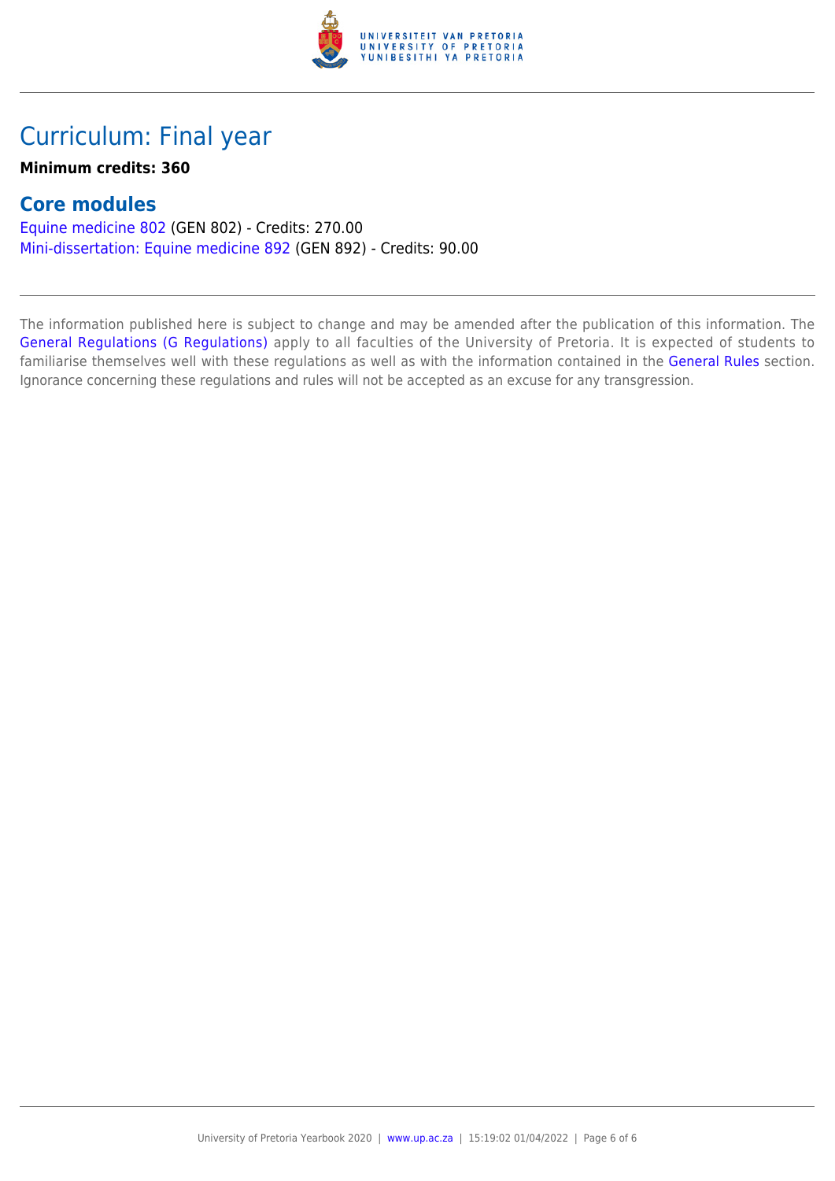# Curriculum: Final year

**Minimum credits: 360**

## Core modules

Equine medicine 802 (GEN 802) - Credits: 270.00
Mini-dissertation: Equine medicine 892 (GEN 892) - Credits: 90.00

The information published here is subject to change and may be amended after the publication of this information. The General Regulations (G Regulations) apply to all faculties of the University of Pretoria. It is expected of students to familiarise themselves well with these regulations as well as with the information contained in the General Rules section. Ignorance concerning these regulations and rules will not be accepted as an excuse for any transgression.